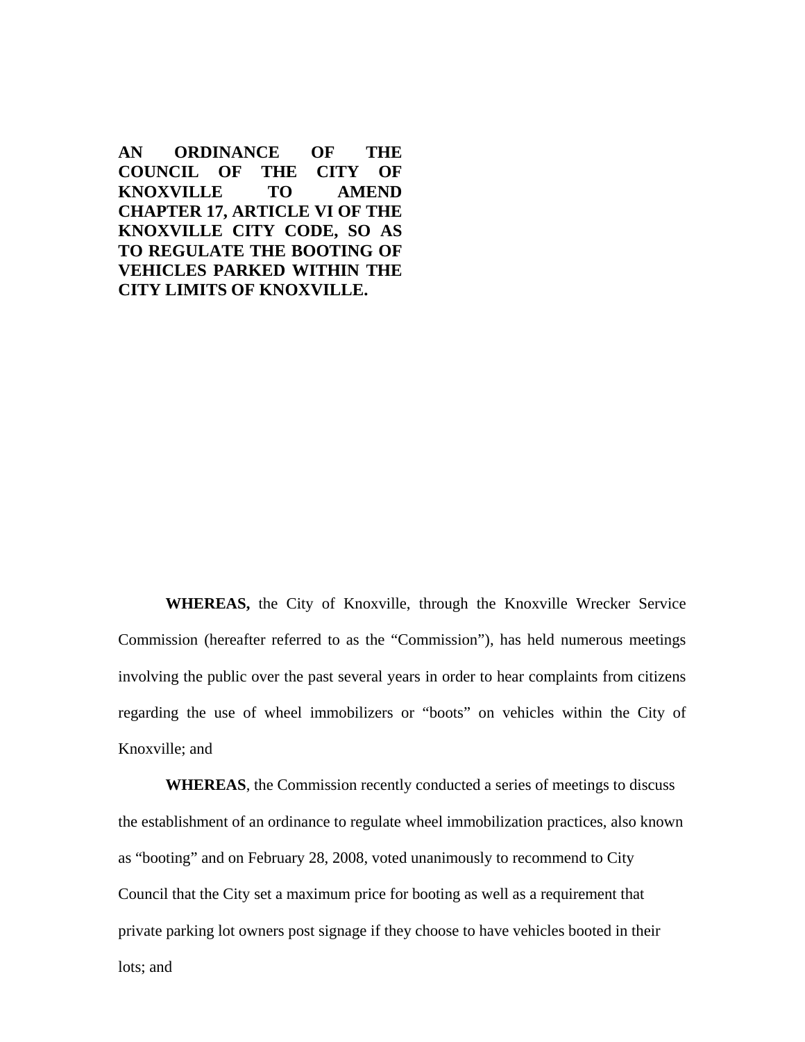**AN ORDINANCE OF THE COUNCIL OF THE CITY OF KNOXVILLE TO AMEND CHAPTER 17, ARTICLE VI OF THE KNOXVILLE CITY CODE, SO AS TO REGULATE THE BOOTING OF VEHICLES PARKED WITHIN THE CITY LIMITS OF KNOXVILLE.**

**WHEREAS,** the City of Knoxville, through the Knoxville Wrecker Service Commission (hereafter referred to as the "Commission"), has held numerous meetings involving the public over the past several years in order to hear complaints from citizens regarding the use of wheel immobilizers or "boots" on vehicles within the City of Knoxville; and

**WHEREAS**, the Commission recently conducted a series of meetings to discuss the establishment of an ordinance to regulate wheel immobilization practices, also known as "booting" and on February 28, 2008, voted unanimously to recommend to City Council that the City set a maximum price for booting as well as a requirement that private parking lot owners post signage if they choose to have vehicles booted in their lots; and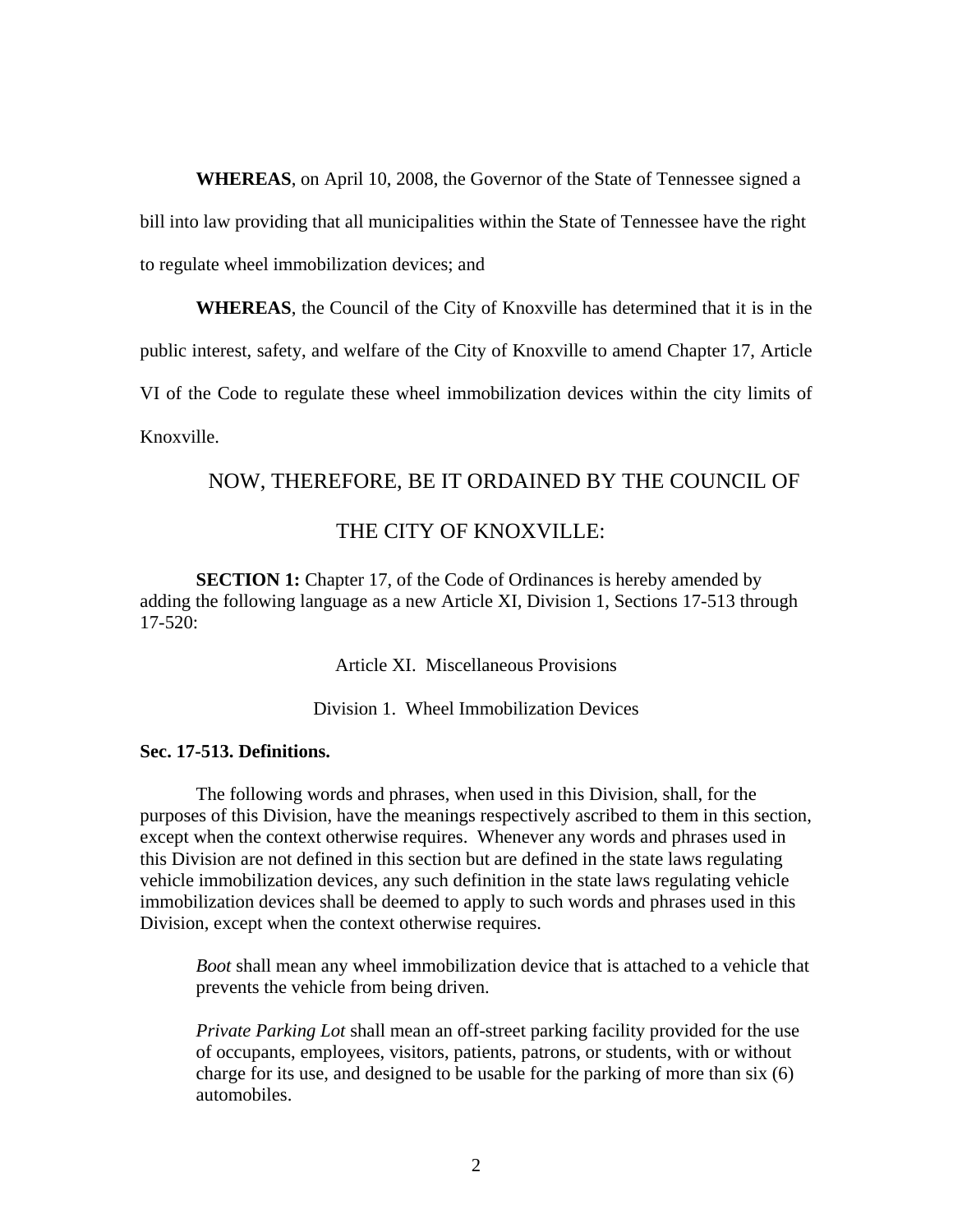**WHEREAS**, on April 10, 2008, the Governor of the State of Tennessee signed a bill into law providing that all municipalities within the State of Tennessee have the right to regulate wheel immobilization devices; and

**WHEREAS**, the Council of the City of Knoxville has determined that it is in the public interest, safety, and welfare of the City of Knoxville to amend Chapter 17, Article VI of the Code to regulate these wheel immobilization devices within the city limits of Knoxville.

NOW, THEREFORE, BE IT ORDAINED BY THE COUNCIL OF

THE CITY OF KNOXVILLE:

**SECTION 1:** Chapter 17, of the Code of Ordinances is hereby amended by adding the following language as a new Article XI, Division 1, Sections 17-513 through 17-520:

Article XI. Miscellaneous Provisions

Division 1. Wheel Immobilization Devices

**Sec. 17-513. Definitions.**

The following words and phrases, when used in this Division, shall, for the purposes of this Division, have the meanings respectively ascribed to them in this section, except when the context otherwise requires. Whenever any words and phrases used in this Division are not defined in this section but are defined in the state laws regulating vehicle immobilization devices, any such definition in the state laws regulating vehicle immobilization devices shall be deemed to apply to such words and phrases used in this Division, except when the context otherwise requires.

*Boot* shall mean any wheel immobilization device that is attached to a vehicle that prevents the vehicle from being driven.

*Private Parking Lot* shall mean an off-street parking facility provided for the use of occupants, employees, visitors, patients, patrons, or students, with or without charge for its use, and designed to be usable for the parking of more than six (6) automobiles.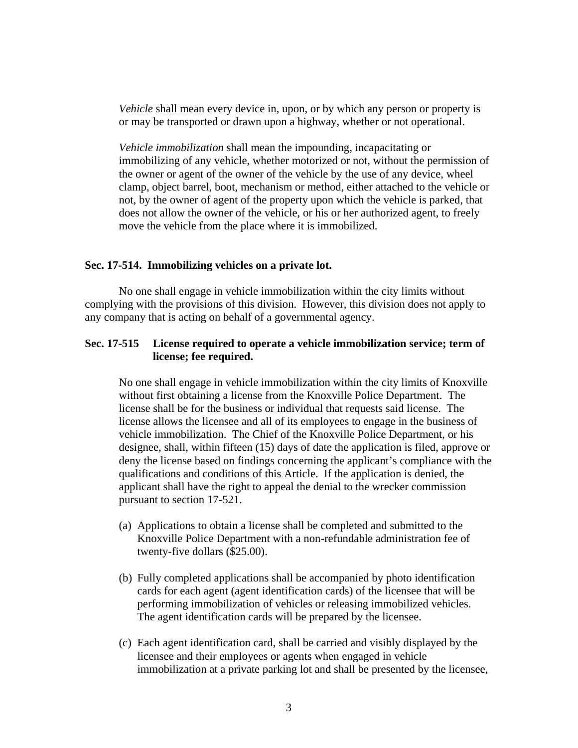*Vehicle* shall mean every device in, upon, or by which any person or property is or may be transported or drawn upon a highway, whether or not operational.

*Vehicle immobilization* shall mean the impounding, incapacitating or immobilizing of any vehicle, whether motorized or not, without the permission of the owner or agent of the owner of the vehicle by the use of any device, wheel clamp, object barrel, boot, mechanism or method, either attached to the vehicle or not, by the owner of agent of the property upon which the vehicle is parked, that does not allow the owner of the vehicle, or his or her authorized agent, to freely move the vehicle from the place where it is immobilized.

**Sec. 17-514. Immobilizing vehicles on a private lot.**

No one shall engage in vehicle immobilization within the city limits without complying with the provisions of this division. However, this division does not apply to any company that is acting on behalf of a governmental agency.

**Sec. 17-515 License required to operate a vehicle immobilization service; term of license; fee required.**

No one shall engage in vehicle immobilization within the city limits of Knoxville without first obtaining a license from the Knoxville Police Department. The license shall be for the business or individual that requests said license. The license allows the licensee and all of its employees to engage in the business of vehicle immobilization. The Chief of the Knoxville Police Department, or his designee, shall, within fifteen (15) days of date the application is filed, approve or deny the license based on findings concerning the applicant's compliance with the qualifications and conditions of this Article. If the application is denied, the applicant shall have the right to appeal the denial to the wrecker commission pursuant to section 17-521.

(a) Applications to obtain a license shall be completed and submitted to the Knoxville Police Department with a non-refundable administration fee of twenty-five dollars ($25.00).

(b) Fully completed applications shall be accompanied by photo identification cards for each agent (agent identification cards) of the licensee that will be performing immobilization of vehicles or releasing immobilized vehicles. The agent identification cards will be prepared by the licensee.

(c) Each agent identification card, shall be carried and visibly displayed by the licensee and their employees or agents when engaged in vehicle immobilization at a private parking lot and shall be presented by the licensee,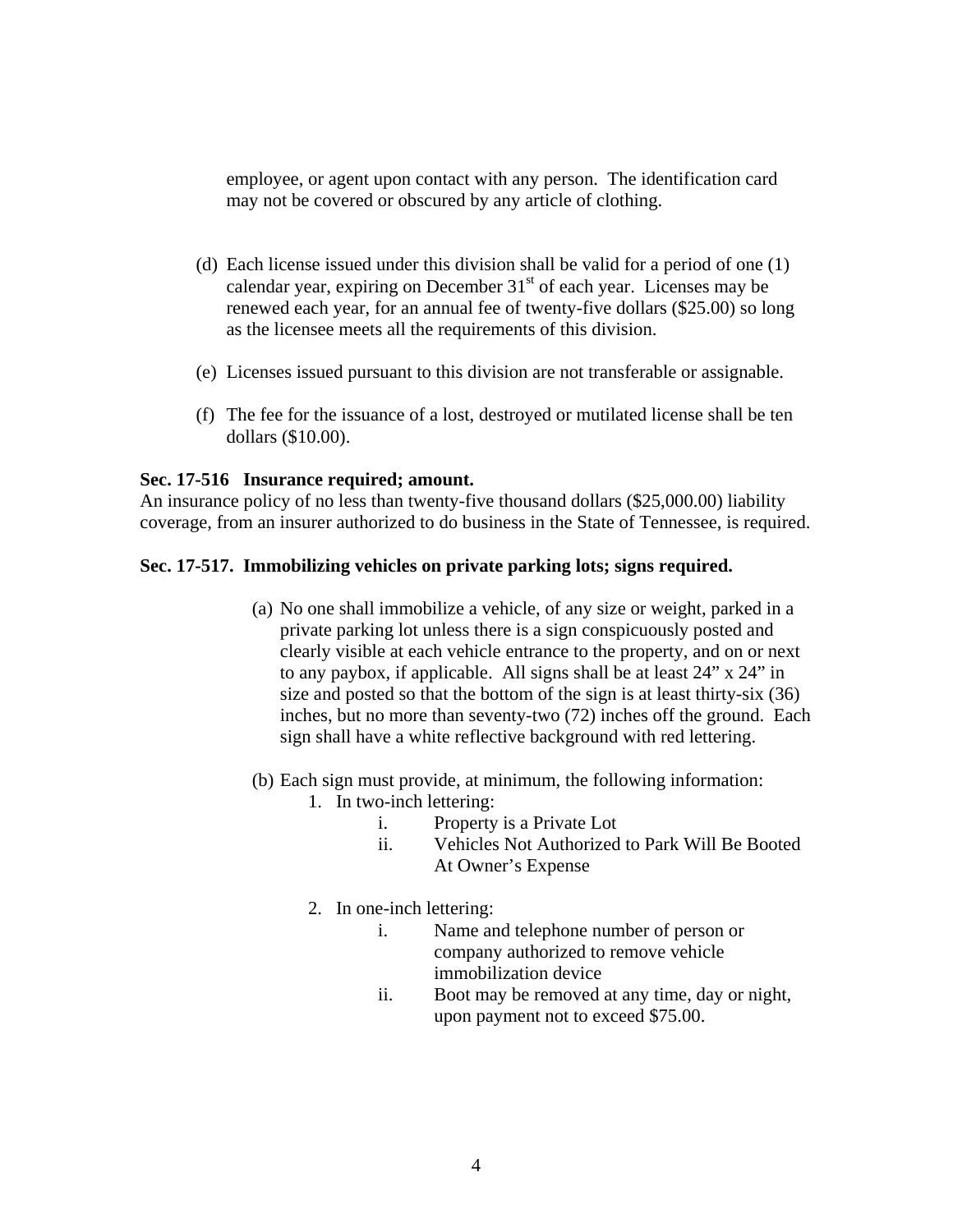employee, or agent upon contact with any person. The identification card may not be covered or obscured by any article of clothing.

(d) Each license issued under this division shall be valid for a period of one (1) calendar year, expiring on December 31st of each year. Licenses may be renewed each year, for an annual fee of twenty-five dollars ($25.00) so long as the licensee meets all the requirements of this division.

(e) Licenses issued pursuant to this division are not transferable or assignable.

(f) The fee for the issuance of a lost, destroyed or mutilated license shall be ten dollars ($10.00).

**Sec. 17-516 Insurance required; amount.**

An insurance policy of no less than twenty-five thousand dollars ($25,000.00) liability coverage, from an insurer authorized to do business in the State of Tennessee, is required.

**Sec. 17-517. Immobilizing vehicles on private parking lots; signs required.**

(a) No one shall immobilize a vehicle, of any size or weight, parked in a private parking lot unless there is a sign conspicuously posted and clearly visible at each vehicle entrance to the property, and on or next to any paybox, if applicable. All signs shall be at least 24" x 24" in size and posted so that the bottom of the sign is at least thirty-six (36) inches, but no more than seventy-two (72) inches off the ground. Each sign shall have a white reflective background with red lettering.

(b) Each sign must provide, at minimum, the following information:

1. In two-inch lettering:
   - i. Property is a Private Lot
   - ii. Vehicles Not Authorized to Park Will Be Booted At Owner's Expense

2. In one-inch lettering:
   - i. Name and telephone number of person or company authorized to remove vehicle immobilization device
   - ii. Boot may be removed at any time, day or night, upon payment not to exceed $75.00.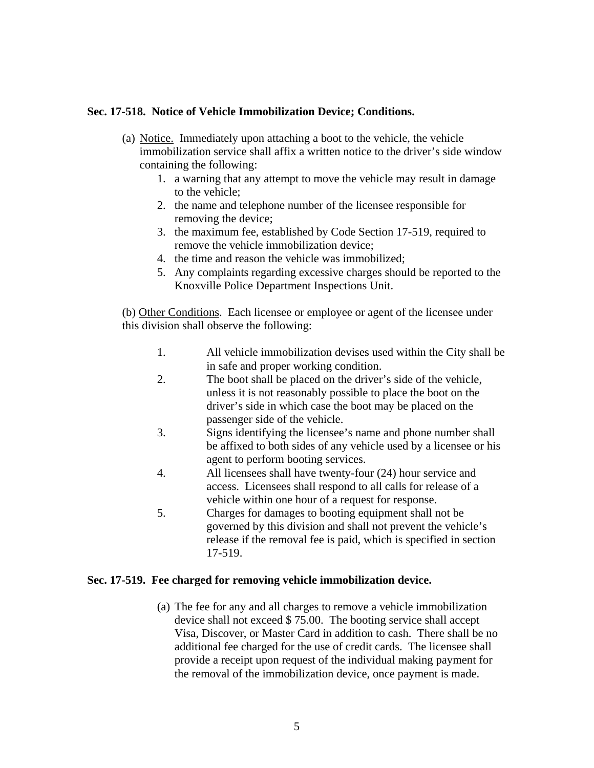**Sec. 17-518. Notice of Vehicle Immobilization Device; Conditions.**

(a) Notice. Immediately upon attaching a boot to the vehicle, the vehicle immobilization service shall affix a written notice to the driver's side window containing the following:

1. a warning that any attempt to move the vehicle may result in damage to the vehicle;
2. the name and telephone number of the licensee responsible for removing the device;
3. the maximum fee, established by Code Section 17-519, required to remove the vehicle immobilization device;
4. the time and reason the vehicle was immobilized;
5. Any complaints regarding excessive charges should be reported to the Knoxville Police Department Inspections Unit.

(b) Other Conditions. Each licensee or employee or agent of the licensee under this division shall observe the following:

1. All vehicle immobilization devises used within the City shall be in safe and proper working condition.
2. The boot shall be placed on the driver's side of the vehicle, unless it is not reasonably possible to place the boot on the driver's side in which case the boot may be placed on the passenger side of the vehicle.
3. Signs identifying the licensee's name and phone number shall be affixed to both sides of any vehicle used by a licensee or his agent to perform booting services.
4. All licensees shall have twenty-four (24) hour service and access. Licensees shall respond to all calls for release of a vehicle within one hour of a request for response.
5. Charges for damages to booting equipment shall not be governed by this division and shall not prevent the vehicle's release if the removal fee is paid, which is specified in section 17-519.

**Sec. 17-519. Fee charged for removing vehicle immobilization device.**

(a) The fee for any and all charges to remove a vehicle immobilization device shall not exceed $ 75.00. The booting service shall accept Visa, Discover, or Master Card in addition to cash. There shall be no additional fee charged for the use of credit cards. The licensee shall provide a receipt upon request of the individual making payment for the removal of the immobilization device, once payment is made.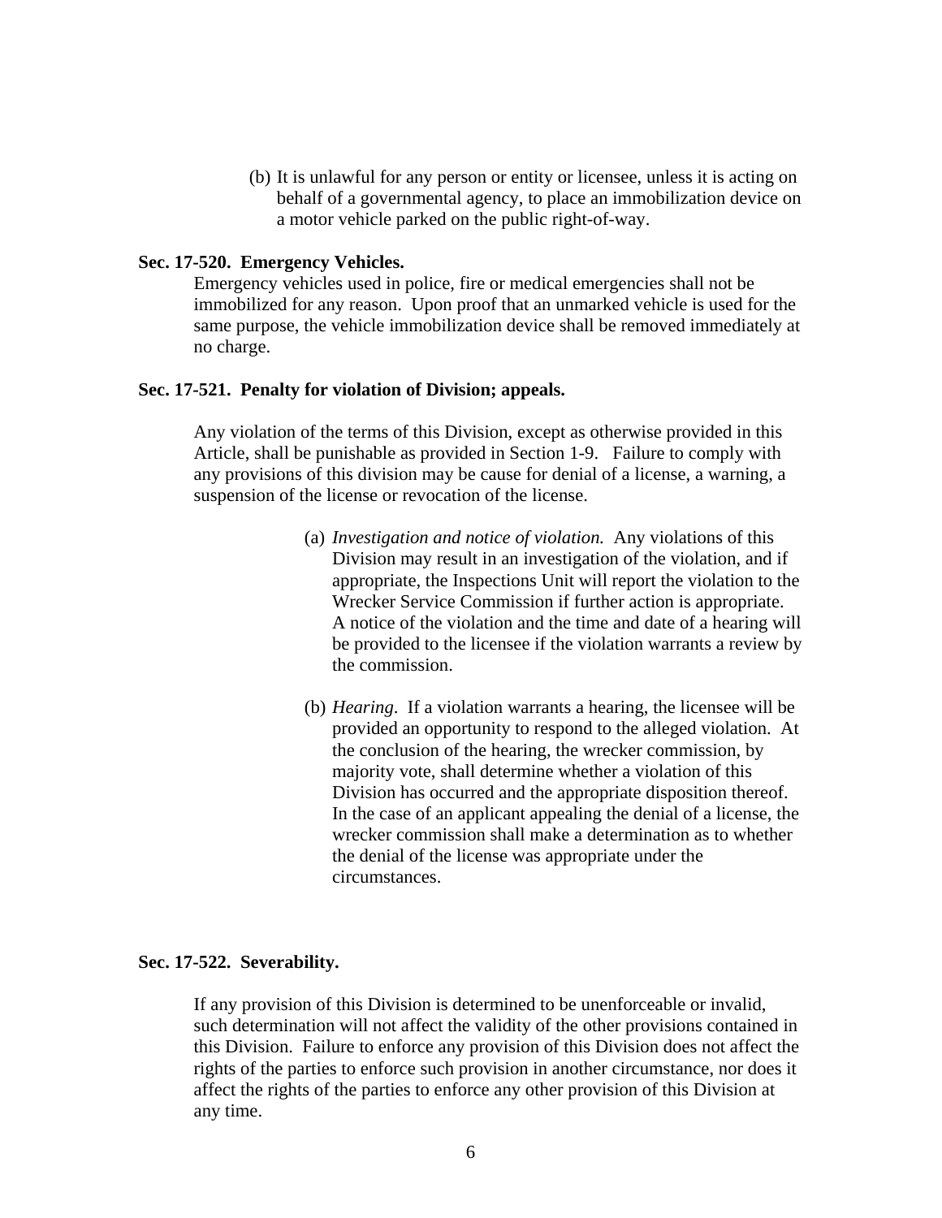(b) It is unlawful for any person or entity or licensee, unless it is acting on behalf of a governmental agency, to place an immobilization device on a motor vehicle parked on the public right-of-way.

**Sec. 17-520. Emergency Vehicles.**

Emergency vehicles used in police, fire or medical emergencies shall not be immobilized for any reason. Upon proof that an unmarked vehicle is used for the same purpose, the vehicle immobilization device shall be removed immediately at no charge.

**Sec. 17-521. Penalty for violation of Division; appeals.**

Any violation of the terms of this Division, except as otherwise provided in this Article, shall be punishable as provided in Section 1-9. Failure to comply with any provisions of this division may be cause for denial of a license, a warning, a suspension of the license or revocation of the license.

(a) *Investigation and notice of violation.* Any violations of this Division may result in an investigation of the violation, and if appropriate, the Inspections Unit will report the violation to the Wrecker Service Commission if further action is appropriate. A notice of the violation and the time and date of a hearing will be provided to the licensee if the violation warrants a review by the commission.

(b) *Hearing*. If a violation warrants a hearing, the licensee will be provided an opportunity to respond to the alleged violation. At the conclusion of the hearing, the wrecker commission, by majority vote, shall determine whether a violation of this Division has occurred and the appropriate disposition thereof. In the case of an applicant appealing the denial of a license, the wrecker commission shall make a determination as to whether the denial of the license was appropriate under the circumstances.

**Sec. 17-522. Severability.**

If any provision of this Division is determined to be unenforceable or invalid, such determination will not affect the validity of the other provisions contained in this Division. Failure to enforce any provision of this Division does not affect the rights of the parties to enforce such provision in another circumstance, nor does it affect the rights of the parties to enforce any other provision of this Division at any time.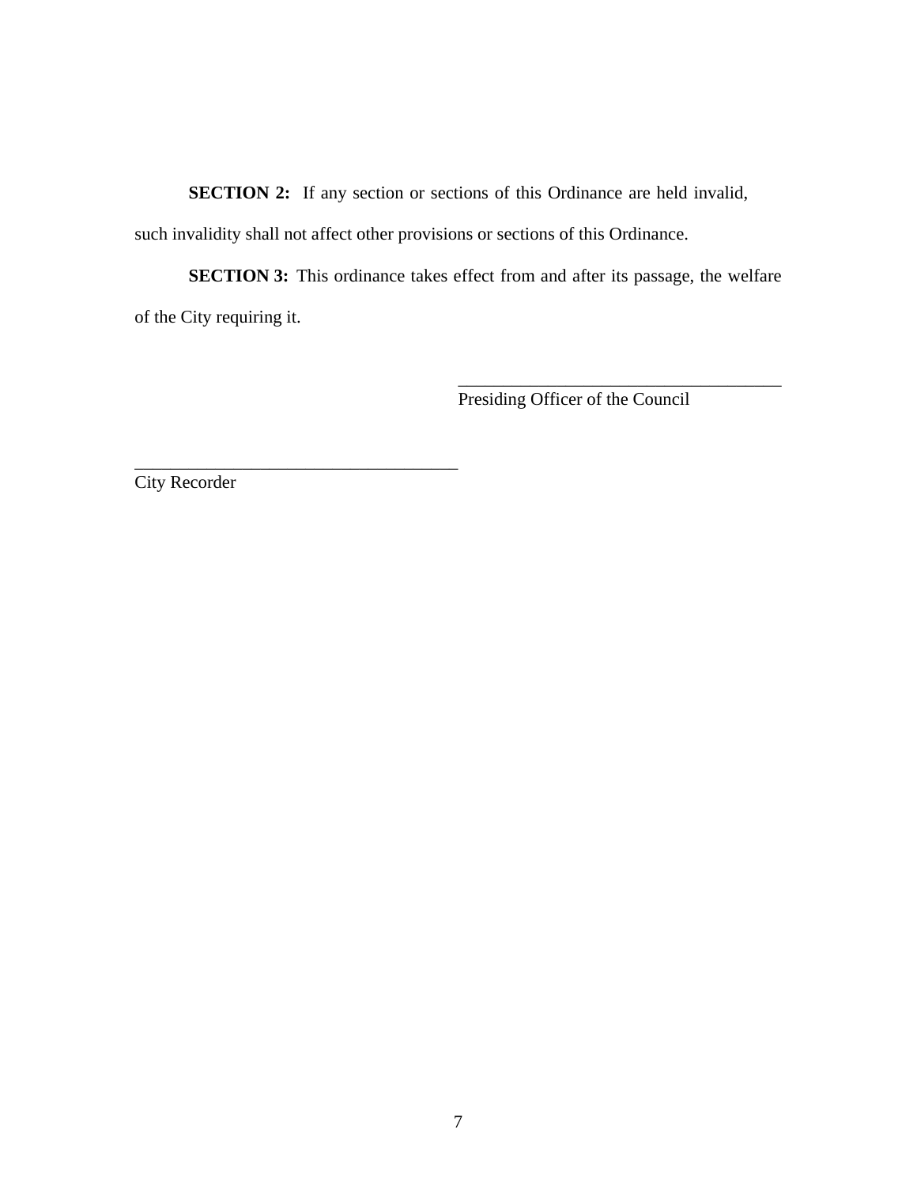**SECTION 2:** If any section or sections of this Ordinance are held invalid, such invalidity shall not affect other provisions or sections of this Ordinance.

**SECTION 3:** This ordinance takes effect from and after its passage, the welfare of the City requiring it.

_____________________________________
Presiding Officer of the Council

_____________________________________
City Recorder